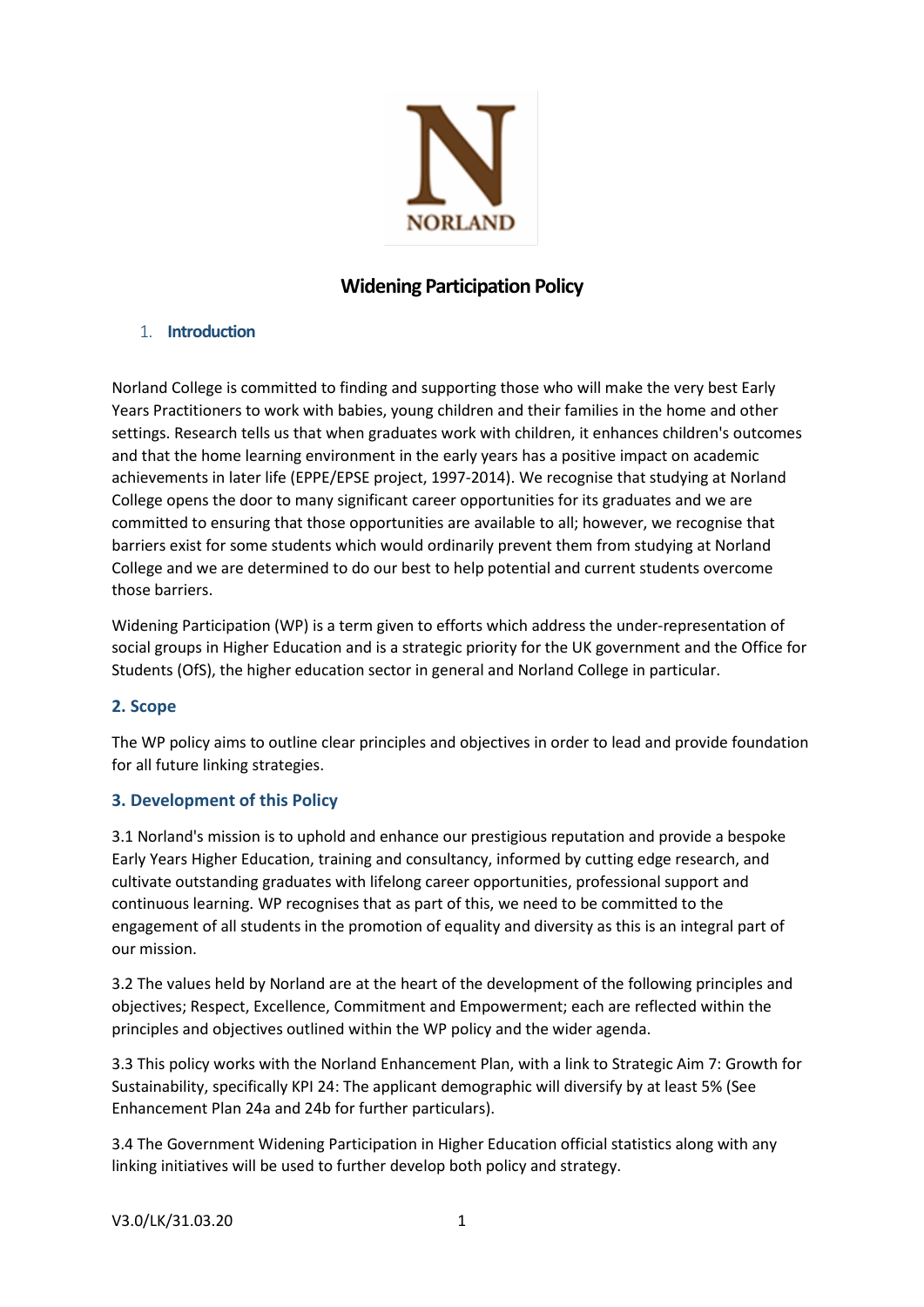# Widening Participation Policy

## 1. Introduction

Norland College is committed to finding and supporting those who will make the very best Early Years Practitioners to work with babies, young children and their families in the home and other settings. Research tells us that when graduates work with children, it enhances children's outcomes and that the home learning environment in the early years has a positive impact on academic achievements in later life (EPPE/EPSE project, 1997-2014). We recognise that studying at Norland College opens the door to many significant career opportunities for its graduates and we are committed to ensuring that those opportunities are available to all; however, we recognise that barriers exist for some students which would ordinarily prevent them from studying at Norland College and we are determined to do our best to help potential and current students overcome those barriers.

Widening Participation (WP) is a term given to efforts which address the under-representation of social groups in Higher Education and is a strategic priority for the UK government and the Office for Students (OfS), the higher education sector in general and Norland College in particular.

## 2. Scope

The WP policy aims to outline clear principles and objectives in order to lead and provide foundation for all future linking strategies.

## 3. Development of this Policy

3.1 Norland's mission is to uphold and enhance our prestigious reputation and provide a bespoke Early Years Higher Education, training and consultancy, informed by cutting edge research, and cultivate outstanding graduates with lifelong career opportunities, professional support and continuous learning. WP recognises that as part of this, we need to be committed to the engagement of all students in the promotion of equality and diversity as this is an integral part of our mission.

3.2 The values held by Norland are at the heart of the development of the following principles and objectives; Respect, Excellence, Commitment and Empowerment; each are reflected within the principles and objectives outlined within the WP policy and the wider agenda.

3.3 This policy works with the Norland Enhancement Plan, with a link to Strategic Aim 7: Growth for Sustainability, specifically KPI 24: The applicant demographic will diversify by at least 5% (See Enhancement Plan 24a and 24b for further particulars).

3.4 The Government Widening Participation in Higher Education official statistics along with any linking initiatives will be used to further develop both policy and strategy.

V3.0/LK/31.03.20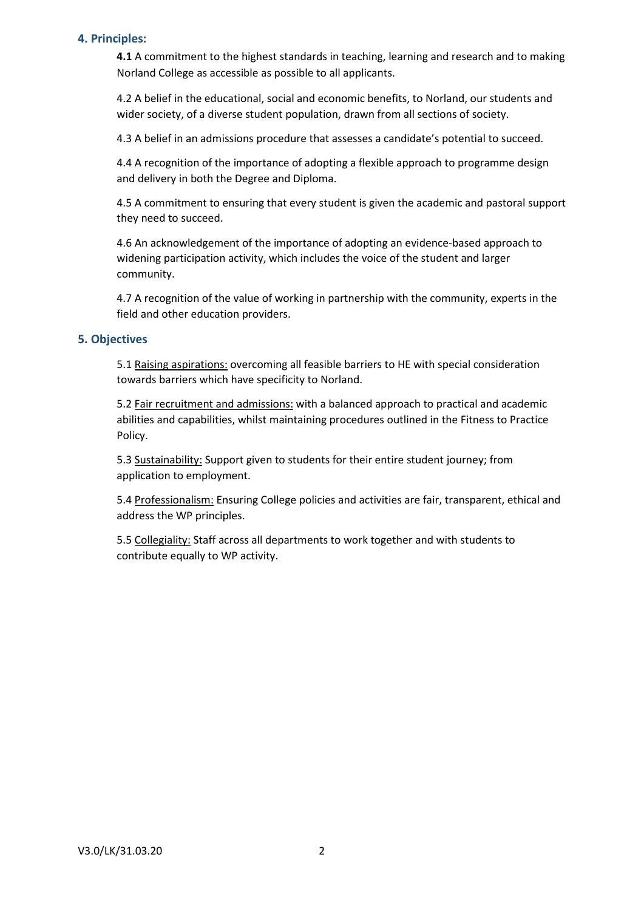## 4. Principles:

**4.1** A commitment to the highest standards in teaching, learning and research and to making Norland College as accessible as possible to all applicants.

4.2 A belief in the educational, social and economic benefits, to Norland, our students and wider society, of a diverse student population, drawn from all sections of society.

4.3 A belief in an admissions procedure that assesses a candidate's potential to succeed.

4.4 A recognition of the importance of adopting a flexible approach to programme design and delivery in both the Degree and Diploma.

4.5 A commitment to ensuring that every student is given the academic and pastoral support they need to succeed.

4.6 An acknowledgement of the importance of adopting an evidence-based approach to widening participation activity, which includes the voice of the student and larger community.

4.7 A recognition of the value of working in partnership with the community, experts in the field and other education providers.

## 5. Objectives

5.1 Raising aspirations: overcoming all feasible barriers to HE with special consideration towards barriers which have specificity to Norland.

5.2 Fair recruitment and admissions: with a balanced approach to practical and academic abilities and capabilities, whilst maintaining procedures outlined in the Fitness to Practice Policy.

5.3 Sustainability: Support given to students for their entire student journey; from application to employment.

5.4 Professionalism: Ensuring College policies and activities are fair, transparent, ethical and address the WP principles.

5.5 Collegiality: Staff across all departments to work together and with students to contribute equally to WP activity.

V3.0/LK/31.03.20